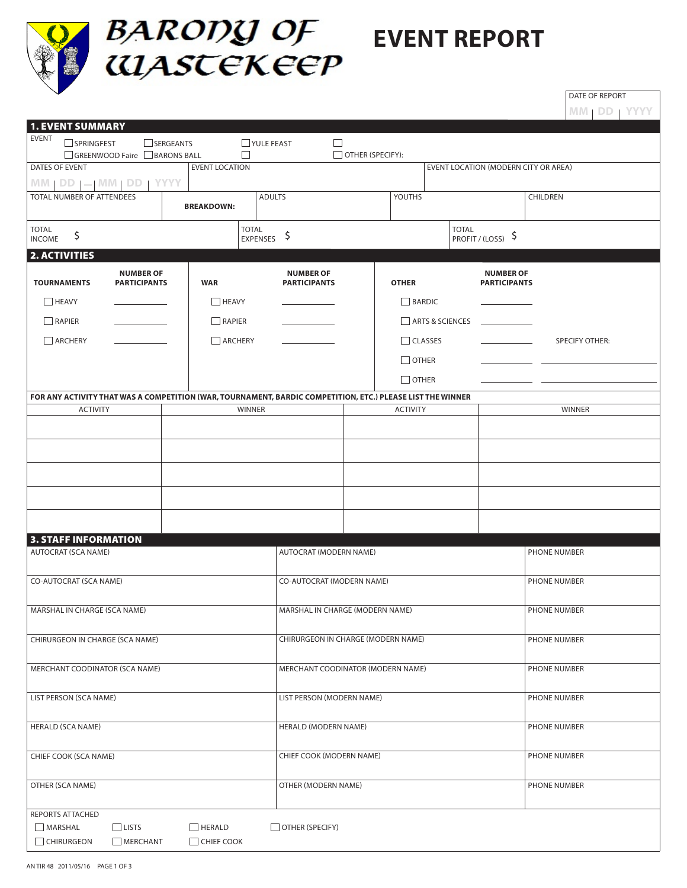# BARONY OF WASTEKEEP

# EVENT REPORT

| DATE OF REPORT |
|---|
| MM / DD / YYYY |

## 1. EVENT SUMMARY

**EVENT**
- ☐ SPRINGFEST
- ☐ SERGEANTS
- ☐ YULE FEAST
- ☐
- ☐ GREENWOOD Faire
- ☐ BARONS BALL
- ☐
- ☐ OTHER (SPECIFY):

| DATES OF EVENT | EVENT LOCATION | EVENT LOCATION (MODERN CITY OR AREA) |
|---|---|---|
| MM / DD — MM / DD / YYYY | | |

| TOTAL NUMBER OF ATTENDEES | BREAKDOWN: | ADULTS | YOUTHS | CHILDREN |
|---|---|---|---|---|
| | | | | |

| TOTAL INCOME | TOTAL EXPENSES | TOTAL PROFIT / (LOSS) |
|---|---|---|
| $ | $ | $ |

## 2. ACTIVITIES

| TOURNAMENTS | NUMBER OF PARTICIPANTS | WAR | NUMBER OF PARTICIPANTS | OTHER | NUMBER OF PARTICIPANTS | |
|---|---|---|---|---|---|---|
| ☐ HEAVY | ________ | ☐ HEAVY | ________ | ☐ BARDIC | ________ | |
| ☐ RAPIER | ________ | ☐ RAPIER | ________ | ☐ ARTS & SCIENCES | ________ | |
| ☐ ARCHERY | ________ | ☐ ARCHERY | ________ | ☐ CLASSES | ________ | SPECIFY OTHER: |
| | | | | ☐ OTHER | ________ | ________ |
| | | | | ☐ OTHER | ________ | ________ |

**FOR ANY ACTIVITY THAT WAS A COMPETITION (WAR, TOURNAMENT, BARDIC COMPETITION, ETC.) PLEASE LIST THE WINNER**

| ACTIVITY | WINNER | ACTIVITY | WINNER |
|---|---|---|---|
| | | | |
| | | | |
| | | | |
| | | | |
| | | | |

## 3. STAFF INFORMATION

| AUTOCRAT (SCA NAME) | AUTOCRAT (MODERN NAME) | PHONE NUMBER |
|---|---|---|
| CO-AUTOCRAT (SCA NAME) | CO-AUTOCRAT (MODERN NAME) | PHONE NUMBER |
| MARSHAL IN CHARGE (SCA NAME) | MARSHAL IN CHARGE (MODERN NAME) | PHONE NUMBER |
| CHIRURGEON IN CHARGE (SCA NAME) | CHIRURGEON IN CHARGE (MODERN NAME) | PHONE NUMBER |
| MERCHANT COODINATOR (SCA NAME) | MERCHANT COODINATOR (MODERN NAME) | PHONE NUMBER |
| LIST PERSON (SCA NAME) | LIST PERSON (MODERN NAME) | PHONE NUMBER |
| HERALD (SCA NAME) | HERALD (MODERN NAME) | PHONE NUMBER |
| CHIEF COOK (SCA NAME) | CHIEF COOK (MODERN NAME) | PHONE NUMBER |
| OTHER (SCA NAME) | OTHER (MODERN NAME) | PHONE NUMBER |

**REPORTS ATTACHED**
- ☐ MARSHAL
- ☐ LISTS
- ☐ HERALD
- ☐ OTHER (SPECIFY)
- ☐ CHIRURGEON
- ☐ MERCHANT
- ☐ CHIEF COOK

AN TIR 48 2011/05/16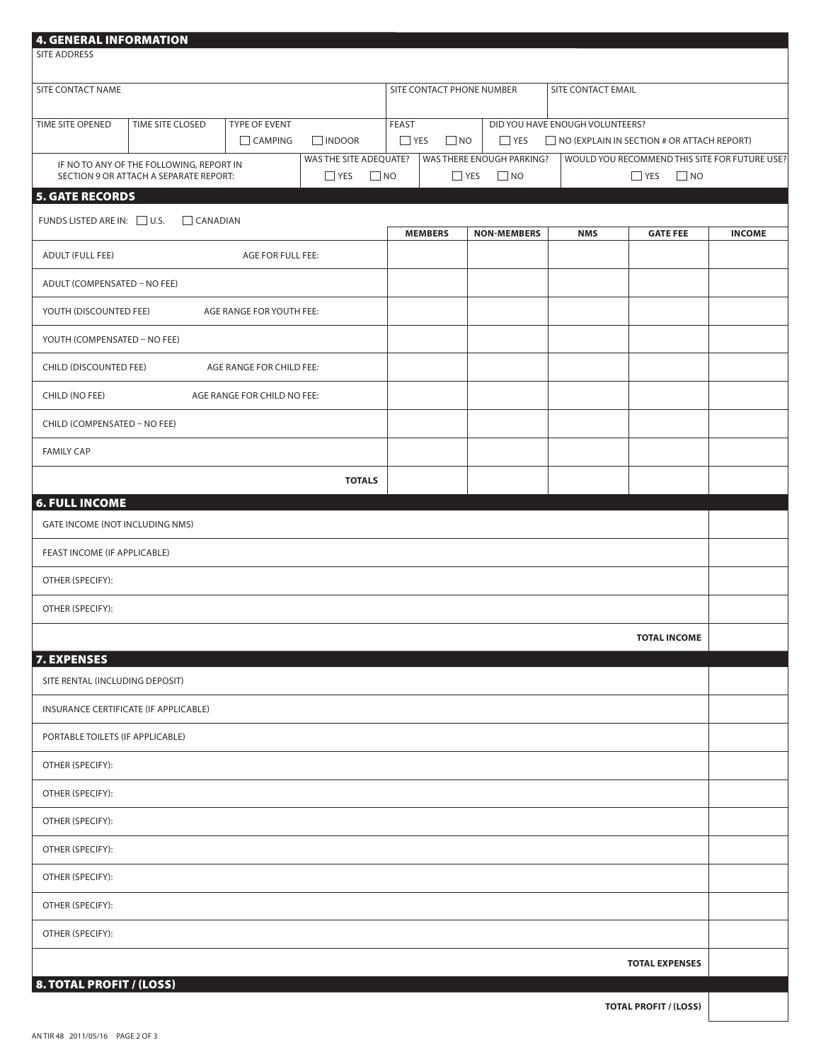## 4. GENERAL INFORMATION

| SITE ADDRESS | | | |
|---|---|---|---|
| | | | |

| SITE CONTACT NAME | SITE CONTACT PHONE NUMBER | SITE CONTACT EMAIL |
|---|---|---|
| | | |

| TIME SITE OPENED | TIME SITE CLOSED | TYPE OF EVENT | FEAST | DID YOU HAVE ENOUGH VOLUNTEERS? |
|---|---|---|---|---|
| | | ☐ CAMPING ☐ INDOOR | ☐ YES ☐ NO | ☐ YES ☐ NO (EXPLAIN IN SECTION # OR ATTACH REPORT) |

| IF NO TO ANY OF THE FOLLOWING, REPORT IN SECTION 9 OR ATTACH A SEPARATE REPORT: | WAS THE SITE ADEQUATE? | WAS THERE ENOUGH PARKING? | WOULD YOU RECOMMEND THIS SITE FOR FUTURE USE? |
|---|---|---|---|
| | ☐ YES ☐ NO | ☐ YES ☐ NO | ☐ YES ☐ NO |

## 5. GATE RECORDS

FUNDS LISTED ARE IN: ☐ U.S. ☐ CANADIAN

| | | MEMBERS | NON-MEMBERS | NMS | GATE FEE | INCOME |
|---|---|---|---|---|---|---|
| ADULT (FULL FEE) | AGE FOR FULL FEE: | | | | | |
| ADULT (COMPENSATED – NO FEE) | | | | | | |
| YOUTH (DISCOUNTED FEE) | AGE RANGE FOR YOUTH FEE: | | | | | |
| YOUTH (COMPENSATED – NO FEE) | | | | | | |
| CHILD (DISCOUNTED FEE) | AGE RANGE FOR CHILD FEE: | | | | | |
| CHILD (NO FEE) | AGE RANGE FOR CHILD NO FEE: | | | | | |
| CHILD (COMPENSATED – NO FEE) | | | | | | |
| FAMILY CAP | | | | | | |
| | **TOTALS** | | | | | |

## 6. FULL INCOME

| | |
|---|---|
| GATE INCOME (NOT INCLUDING NMS) | |
| FEAST INCOME (IF APPLICABLE) | |
| OTHER (SPECIFY): | |
| OTHER (SPECIFY): | |
| **TOTAL INCOME** | |

## 7. EXPENSES

| | |
|---|---|
| SITE RENTAL (INCLUDING DEPOSIT) | |
| INSURANCE CERTIFICATE (IF APPLICABLE) | |
| PORTABLE TOILETS (IF APPLICABLE) | |
| OTHER (SPECIFY): | |
| OTHER (SPECIFY): | |
| OTHER (SPECIFY): | |
| OTHER (SPECIFY): | |
| OTHER (SPECIFY): | |
| OTHER (SPECIFY): | |
| OTHER (SPECIFY): | |
| **TOTAL EXPENSES** | |

## 8. TOTAL PROFIT / (LOSS)

| | |
|---|---|
| **TOTAL PROFIT / (LOSS)** | |

AN TIR 48 2011/05/16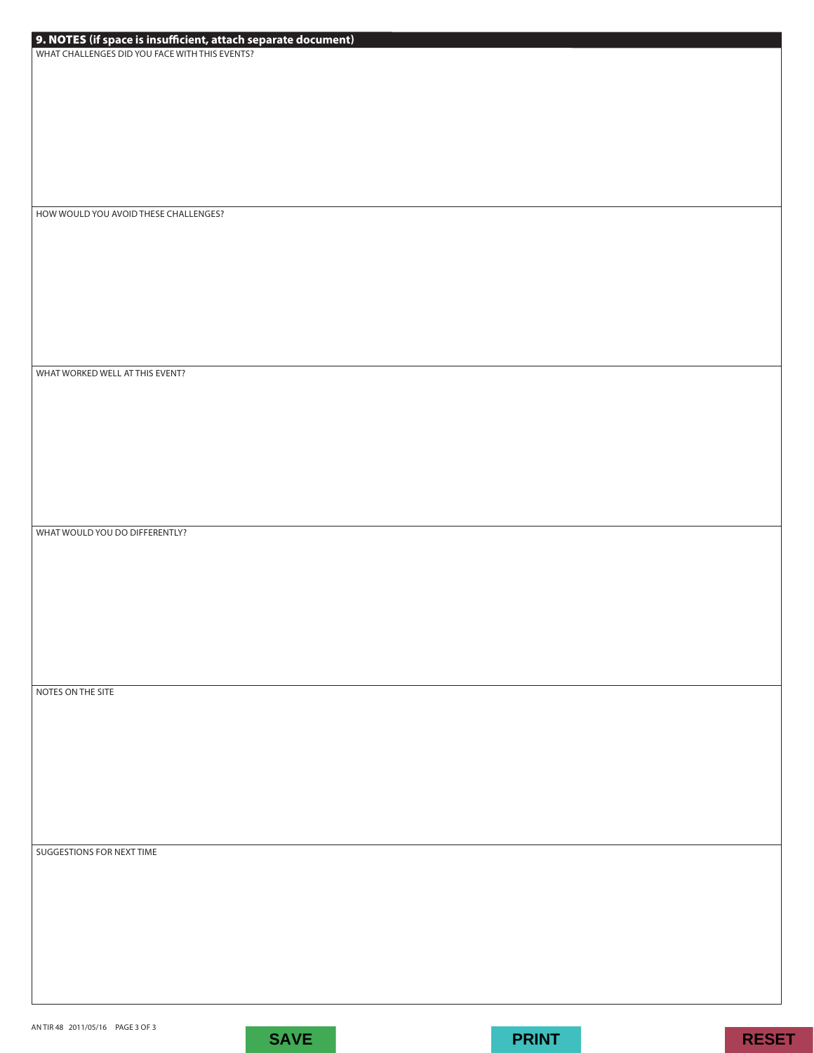## 9. NOTES (if space is insufficient, attach separate document)

WHAT CHALLENGES DID YOU FACE WITH THIS EVENTS?

HOW WOULD YOU AVOID THESE CHALLENGES?

WHAT WORKED WELL AT THIS EVENT?

WHAT WOULD YOU DO DIFFERENTLY?

NOTES ON THE SITE

SUGGESTIONS FOR NEXT TIME

AN TIR 48 2011/05/16

SAVE PRINT RESET